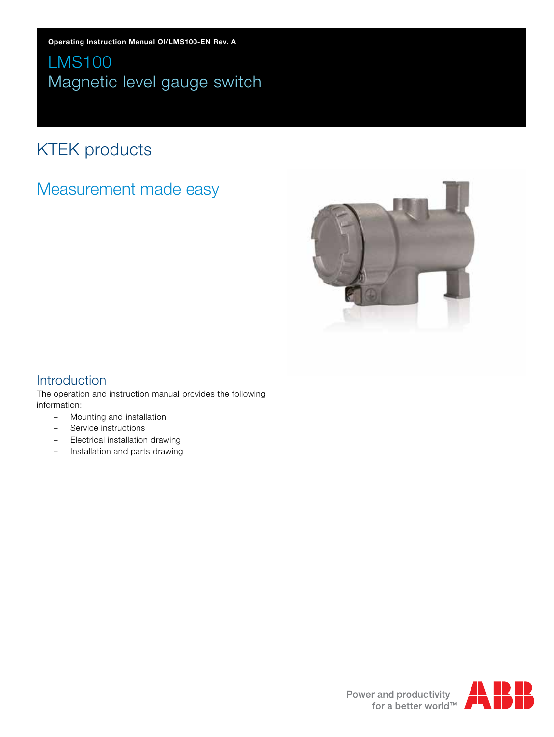**Operating Instruction Manual OI/LMS100-EN Rev. A**

# LMS100
# Magnetic level gauge switch

## KTEK products

## Measurement made easy

### Introduction

The operation and instruction manual provides the following information:

- Mounting and installation
- Service instructions
- Electrical installation drawing
- Installation and parts drawing

Power and productivity
for a better world™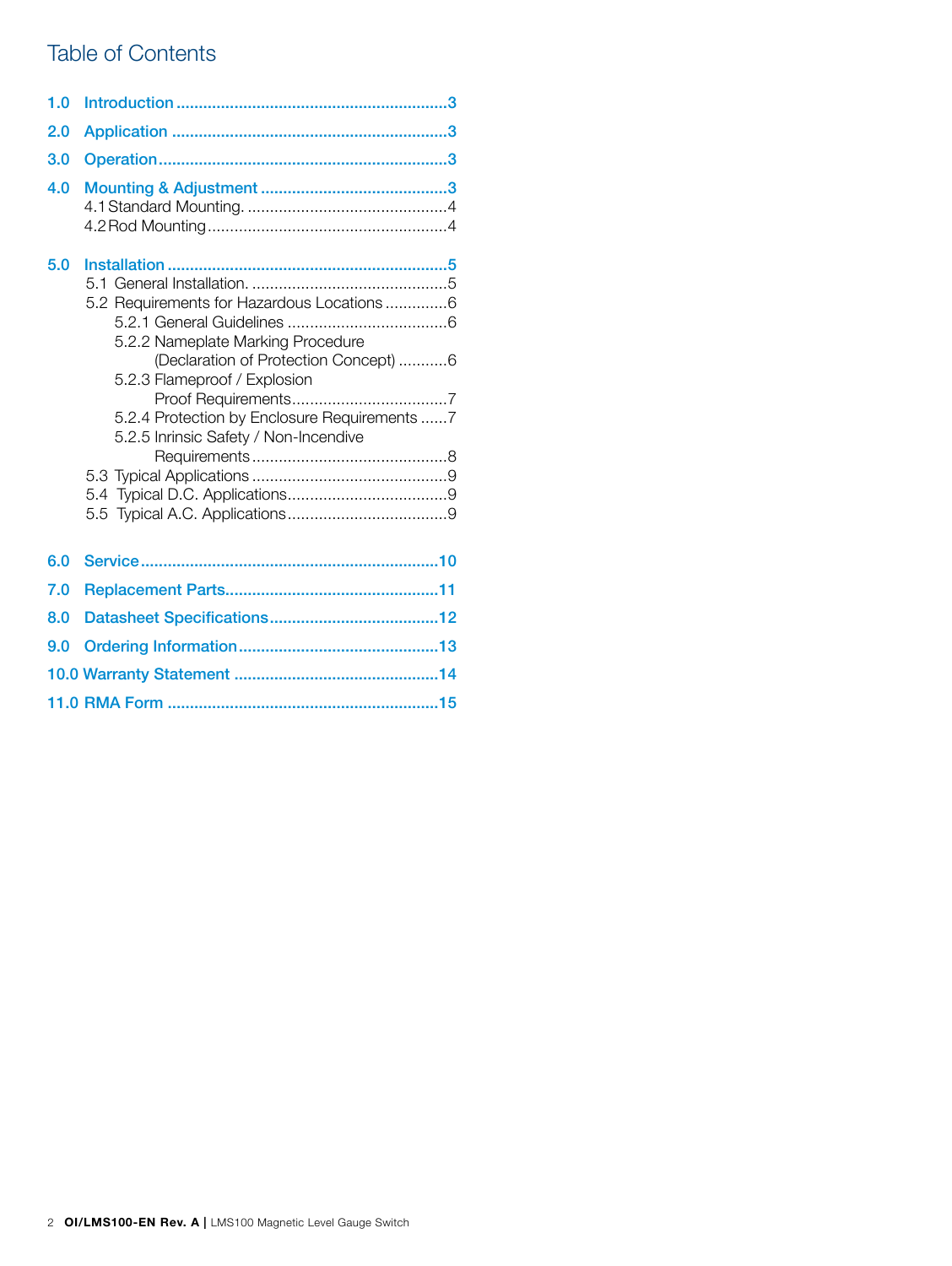# Table of Contents

**1.0 Introduction** ............................................................ **3**

**2.0 Application** ............................................................ **3**

**3.0 Operation** ............................................................... **3**

**4.0 Mounting & Adjustment** ......................................... **3**

- 4.1 Standard Mounting. ............................................ 4
- 4.2 Rod Mounting ..................................................... 4

**5.0 Installation** .............................................................. **5**

- 5.1 General Installation. ........................................... 5
- 5.2 Requirements for Hazardous Locations ............. 6
  - 5.2.1 General Guidelines ................................... 6
  - 5.2.2 Nameplate Marking Procedure (Declaration of Protection Concept) ........... 6
  - 5.2.3 Flameproof / Explosion Proof Requirements .................................. 7
  - 5.2.4 Protection by Enclosure Requirements ...... 7
  - 5.2.5 Inrinsic Safety / Non-Incendive Requirements ........................................... 8
- 5.3 Typical Applications ........................................... 9
- 5.4 Typical D.C. Applications.................................... 9
- 5.5 Typical A.C. Applications.................................... 9

**6.0 Service** ................................................................... **10**

**7.0 Replacement Parts**............................................... **11**

**8.0 Datasheet Specifications**..................................... **12**

**9.0 Ordering Information**........................................... **13**

**10.0 Warranty Statement** ............................................ **14**

**11.0 RMA Form** ........................................................... **15**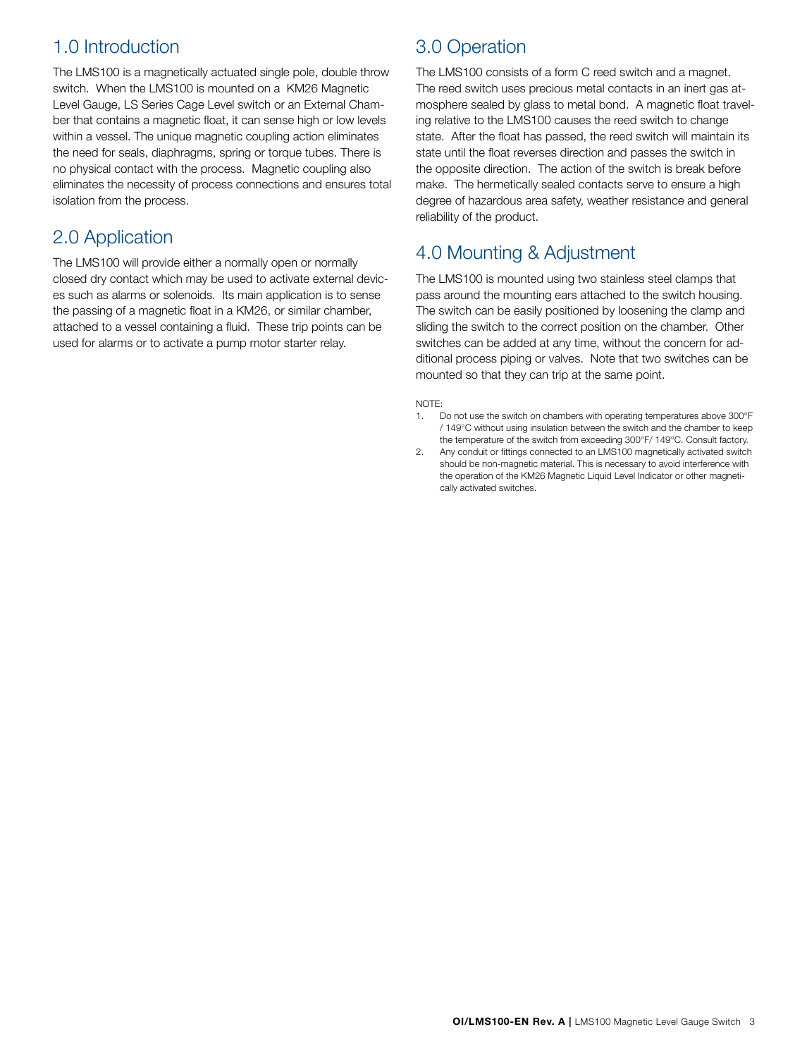## 1.0 Introduction

The LMS100 is a magnetically actuated single pole, double throw switch. When the LMS100 is mounted on a KM26 Magnetic Level Gauge, LS Series Cage Level switch or an External Chamber that contains a magnetic float, it can sense high or low levels within a vessel. The unique magnetic coupling action eliminates the need for seals, diaphragms, spring or torque tubes. There is no physical contact with the process. Magnetic coupling also eliminates the necessity of process connections and ensures total isolation from the process.

## 2.0 Application

The LMS100 will provide either a normally open or normally closed dry contact which may be used to activate external devices such as alarms or solenoids. Its main application is to sense the passing of a magnetic float in a KM26, or similar chamber, attached to a vessel containing a fluid. These trip points can be used for alarms or to activate a pump motor starter relay.

## 3.0 Operation

The LMS100 consists of a form C reed switch and a magnet. The reed switch uses precious metal contacts in an inert gas atmosphere sealed by glass to metal bond. A magnetic float traveling relative to the LMS100 causes the reed switch to change state. After the float has passed, the reed switch will maintain its state until the float reverses direction and passes the switch in the opposite direction. The action of the switch is break before make. The hermetically sealed contacts serve to ensure a high degree of hazardous area safety, weather resistance and general reliability of the product.

## 4.0 Mounting & Adjustment

The LMS100 is mounted using two stainless steel clamps that pass around the mounting ears attached to the switch housing. The switch can be easily positioned by loosening the clamp and sliding the switch to the correct position on the chamber. Other switches can be added at any time, without the concern for additional process piping or valves. Note that two switches can be mounted so that they can trip at the same point.

NOTE:

1. Do not use the switch on chambers with operating temperatures above 300°F / 149°C without using insulation between the switch and the chamber to keep the temperature of the switch from exceeding 300°F/ 149°C. Consult factory.
2. Any conduit or fittings connected to an LMS100 magnetically activated switch should be non-magnetic material. This is necessary to avoid interference with the operation of the KM26 Magnetic Liquid Level Indicator or other magnetically activated switches.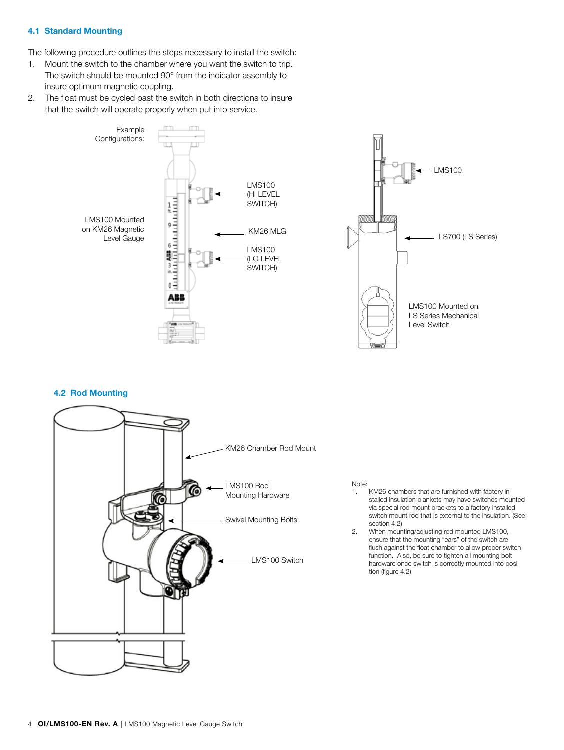## 4.1 Standard Mounting

The following procedure outlines the steps necessary to install the switch:

1. Mount the switch to the chamber where you want the switch to trip. The switch should be mounted 90° from the indicator assembly to insure optimum magnetic coupling.
2. The float must be cycled past the switch in both directions to insure that the switch will operate properly when put into service.

Example Configurations:

LMS100 Mounted on KM26 Magnetic Level Gauge

LMS100 (HI LEVEL SWITCH)

KM26 MLG

LMS100 (LO LEVEL SWITCH)

LMS100

LS700 (LS Series)

LMS100 Mounted on LS Series Mechanical Level Switch

## 4.2 Rod Mounting

KM26 Chamber Rod Mount

LMS100 Rod Mounting Hardware

Swivel Mounting Bolts

LMS100 Switch

Note:

1. KM26 chambers that are furnished with factory installed insulation blankets may have switches mounted via special rod mount brackets to a factory installed switch mount rod that is external to the insulation. (See section 4.2)
2. When mounting/adjusting rod mounted LMS100, ensure that the mounting "ears" of the switch are flush against the float chamber to allow proper switch function. Also, be sure to tighten all mounting bolt hardware once switch is correctly mounted into position (figure 4.2)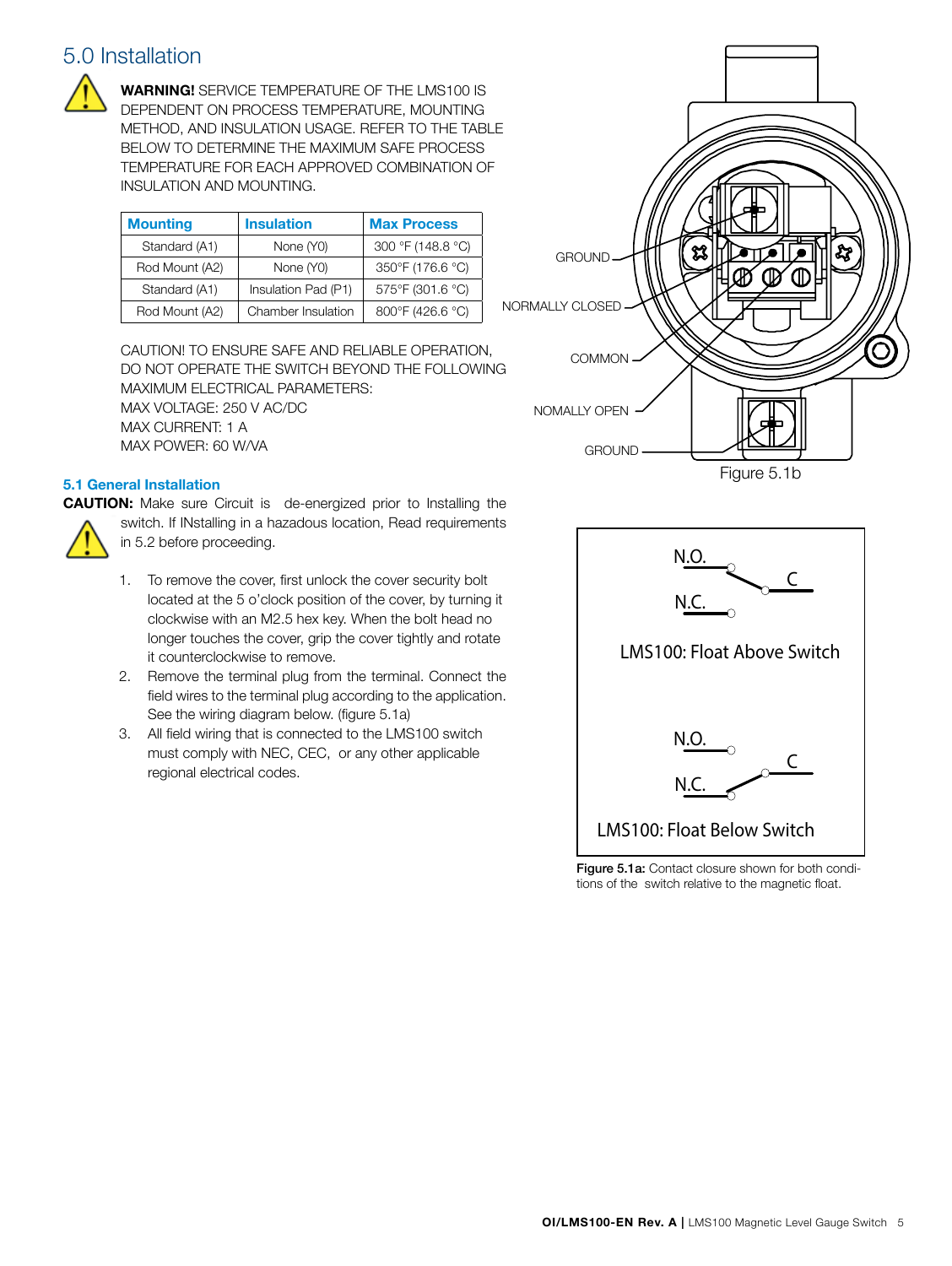# 5.0 Installation

**WARNING!** SERVICE TEMPERATURE OF THE LMS100 IS DEPENDENT ON PROCESS TEMPERATURE, MOUNTING METHOD, AND INSULATION USAGE. REFER TO THE TABLE BELOW TO DETERMINE THE MAXIMUM SAFE PROCESS TEMPERATURE FOR EACH APPROVED COMBINATION OF INSULATION AND MOUNTING.

| Mounting | Insulation | Max Process |
|---|---|---|
| Standard (A1) | None (Y0) | 300 °F (148.8 °C) |
| Rod Mount (A2) | None (Y0) | 350°F (176.6 °C) |
| Standard (A1) | Insulation Pad (P1) | 575°F (301.6 °C) |
| Rod Mount (A2) | Chamber Insulation | 800°F (426.6 °C) |

CAUTION! TO ENSURE SAFE AND RELIABLE OPERATION, DO NOT OPERATE THE SWITCH BEYOND THE FOLLOWING MAXIMUM ELECTRICAL PARAMETERS:
MAX VOLTAGE: 250 V AC/DC
MAX CURRENT: 1 A
MAX POWER: 60 W/VA

### 5.1 General Installation

**CAUTION:** Make sure Circuit is de-energized prior to Installing the switch. If INstalling in a hazardous location, Read requirements in 5.2 before proceeding.

1. To remove the cover, first unlock the cover security bolt located at the 5 o'clock position of the cover, by turning it clockwise with an M2.5 hex key. When the bolt head no longer touches the cover, grip the cover tightly and rotate it counterclockwise to remove.
2. Remove the terminal plug from the terminal. Connect the field wires to the terminal plug according to the application. See the wiring diagram below. (figure 5.1a)
3. All field wiring that is connected to the LMS100 switch must comply with NEC, CEC, or any other applicable regional electrical codes.

GROUND
NORMALLY CLOSED
COMMON
NOMALLY OPEN
GROUND

Figure 5.1b

N.O.
C
N.C.
LMS100: Float Above Switch

N.O.
C
N.C.
LMS100: Float Below Switch

**Figure 5.1a:** Contact closure shown for both conditions of the switch relative to the magnetic float.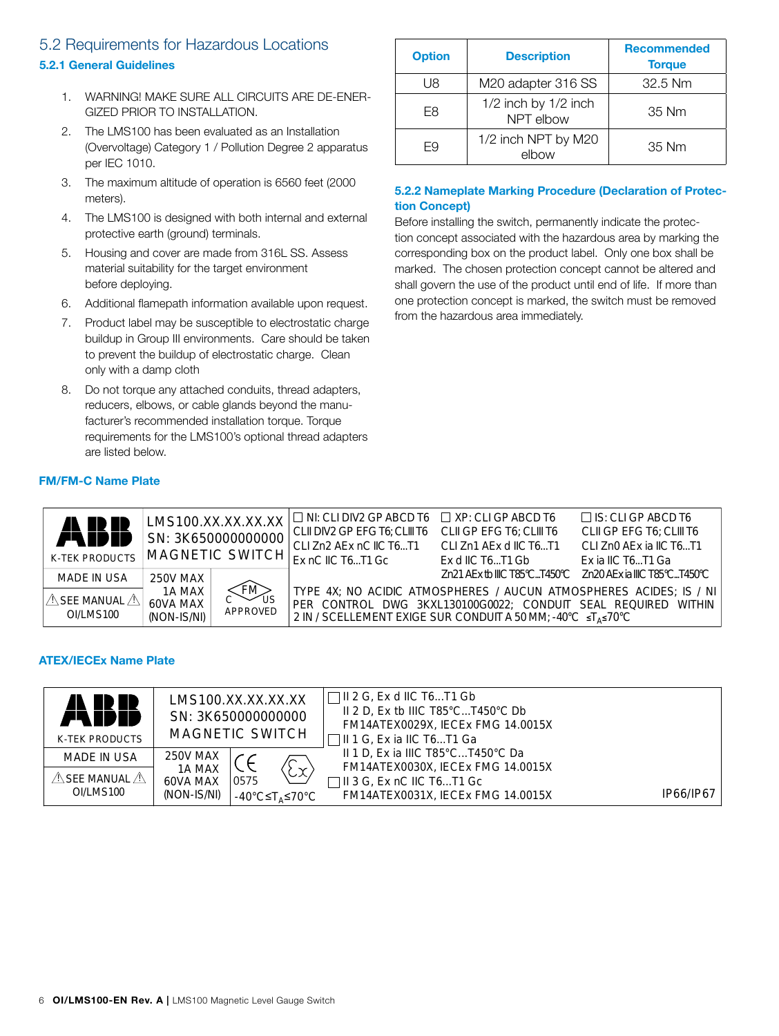## 5.2 Requirements for Hazardous Locations

### 5.2.1 General Guidelines

1. WARNING! MAKE SURE ALL CIRCUITS ARE DE-ENERGIZED PRIOR TO INSTALLATION.
2. The LMS100 has been evaluated as an Installation (Overvoltage) Category 1 / Pollution Degree 2 apparatus per IEC 1010.
3. The maximum altitude of operation is 6560 feet (2000 meters).
4. The LMS100 is designed with both internal and external protective earth (ground) terminals.
5. Housing and cover are made from 316L SS. Assess material suitability for the target environment before deploying.
6. Additional flamepath information available upon request.
7. Product label may be susceptible to electrostatic charge buildup in Group III environments. Care should be taken to prevent the buildup of electrostatic charge. Clean only with a damp cloth
8. Do not torque any attached conduits, thread adapters, reducers, elbows, or cable glands beyond the manufacturer's recommended installation torque. Torque requirements for the LMS100's optional thread adapters are listed below.

| Option | Description | Recommended Torque |
|---|---|---|
| U8 | M20 adapter 316 SS | 32.5 Nm |
| E8 | 1/2 inch by 1/2 inch NPT elbow | 35 Nm |
| E9 | 1/2 inch NPT by M20 elbow | 35 Nm |

### 5.2.2 Nameplate Marking Procedure (Declaration of Protection Concept)

Before installing the switch, permanently indicate the protection concept associated with the hazardous area by marking the corresponding box on the product label. Only one box shall be marked. The chosen protection concept cannot be altered and shall govern the use of the product until end of life. If more than one protection concept is marked, the switch must be removed from the hazardous area immediately.

**FM/FM-C Name Plate**

| | | | | | |
|---|---|---|---|---|---|
| ABB K-TEK PRODUCTS | LMS100.XX.XX.XX.XX SN: 3K650000000000 MAGNETIC SWITCH | | ☐ NI: CL I DIV2 GP ABCD T6 CL II DIV2 GP EFG T6; CL III T6 CL I Zn2 AEx nC IIC T6...T1 Ex nC IIC T6...T1 Gc | ☐ XP: CL I GP ABCD T6 CL II GP EFG T6; CL III T6 CL I Zn1 AEx d IIC T6...T1 Ex d IIC T6...T1 Gb Zn21 AEx tb IIIC T85°C...T450°C | ☐ IS: CL I GP ABCD T6 CL II GP EFG T6; CL III T6 CL I Zn0 AEx ia IIC T6...T1 Ex ia IIC T6...T1 Ga Zn20 AEx ia IIIC T85°C...T450°C |
| MADE IN USA | 250V MAX 1A MAX 60VA MAX (NON-IS/NI) | C FM US APPROVED | TYPE 4X; NO ACIDIC ATMOSPHERES / AUCUN ATMOSPHERES ACIDES; IS / NI PER CONTROL DWG 3KXL130100G0022; CONDUIT SEAL REQUIRED WITHIN 2 IN / SCELLEMENT EXIGE SUR CONDUIT A 50 MM; -40°C ≤$T_A$≤70°C | | |
| ⚠SEE MANUAL⚠ OI/LMS100 | | | | | |

**ATEX/IECEx Name Plate**

| | | | | |
|---|---|---|---|---|
| ABB K-TEK PRODUCTS | LMS100.XX.XX.XX.XX SN: 3K650000000000 MAGNETIC SWITCH | | ☐ II 2 G, Ex d IIC T6...T1 Gb II 2 D, Ex tb IIIC T85°C...T450°C Db FM14ATEX0029X, IECEx FMG 14.0015X ☐ II 1 G, Ex ia IIC T6...T1 Ga II 1 D, Ex ia IIIC T85°C...T450°C Da FM14ATEX0030X, IECEx FMG 14.0015X ☐ II 3 G, Ex nC IIC T6...T1 Gc FM14ATEX0031X, IECEx FMG 14.0015X | IP66/IP67 |
| MADE IN USA | 250V MAX 1A MAX 60VA MAX (NON-IS/NI) | CE 0575 Ex -40°C≤$T_A$≤70°C | | |
| ⚠SEE MANUAL⚠ OI/LMS100 | | | | |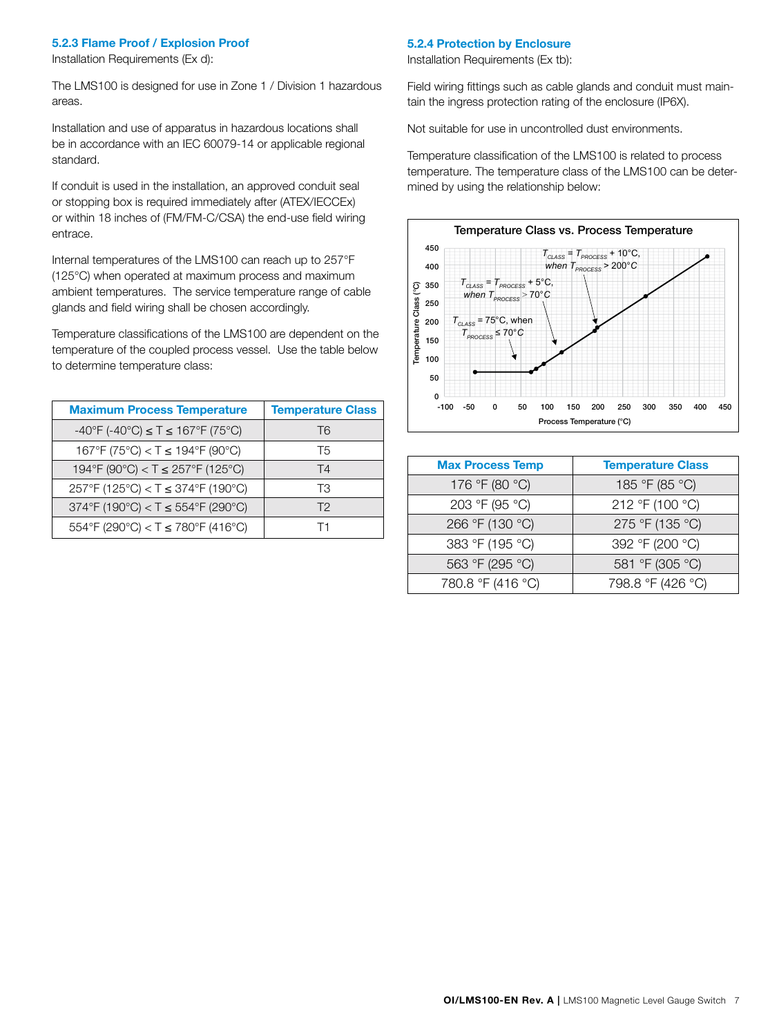### 5.2.3 Flame Proof / Explosion Proof

Installation Requirements (Ex d):

The LMS100 is designed for use in Zone 1 / Division 1 hazardous areas.

Installation and use of apparatus in hazardous locations shall be in accordance with an IEC 60079-14 or applicable regional standard.

If conduit is used in the installation, an approved conduit seal or stopping box is required immediately after (ATEX/IECCEx) or within 18 inches of (FM/FM-C/CSA) the end-use field wiring entrace.

Internal temperatures of the LMS100 can reach up to 257°F (125°C) when operated at maximum process and maximum ambient temperatures. The service temperature range of cable glands and field wiring shall be chosen accordingly.

Temperature classifications of the LMS100 are dependent on the temperature of the coupled process vessel. Use the table below to determine temperature class:

| Maximum Process Temperature | Temperature Class |
|---|---|
| -40°F (-40°C) ≤ T ≤ 167°F (75°C) | T6 |
| 167°F (75°C) < T ≤ 194°F (90°C) | T5 |
| 194°F (90°C) < T ≤ 257°F (125°C) | T4 |
| 257°F (125°C) < T ≤ 374°F (190°C) | T3 |
| 374°F (190°C) < T ≤ 554°F (290°C) | T2 |
| 554°F (290°C) < T ≤ 780°F (416°C) | T1 |

### 5.2.4 Protection by Enclosure

Installation Requirements (Ex tb):

Field wiring fittings such as cable glands and conduit must maintain the ingress protection rating of the enclosure (IP6X).

Not suitable for use in uncontrolled dust environments.

Temperature classification of the LMS100 is related to process temperature. The temperature class of the LMS100 can be determined by using the relationship below:

Temperature Class vs. Process Temperature

$T_{CLASS} = T_{PROCESS} + 10°C$, when $T_{PROCESS} > 200°C$

$T_{CLASS} = T_{PROCESS} + 5°C$, when $T_{PROCESS} > 70°C$

$T_{CLASS} = 75°C$, when $T_{PROCESS} \leq 70°C$

Temperature Class (°C)

450, 400, 350, 250, 200, 150, 100, 50, 0

-100, -50, 0, 50, 100, 150, 200, 250, 300, 350, 400, 450

Process Temperature (°C)

| Max Process Temp | Temperature Class |
|---|---|
| 176 °F (80 °C) | 185 °F (85 °C) |
| 203 °F (95 °C) | 212 °F (100 °C) |
| 266 °F (130 °C) | 275 °F (135 °C) |
| 383 °F (195 °C) | 392 °F (200 °C) |
| 563 °F (295 °C) | 581 °F (305 °C) |
| 780.8 °F (416 °C) | 798.8 °F (426 °C) |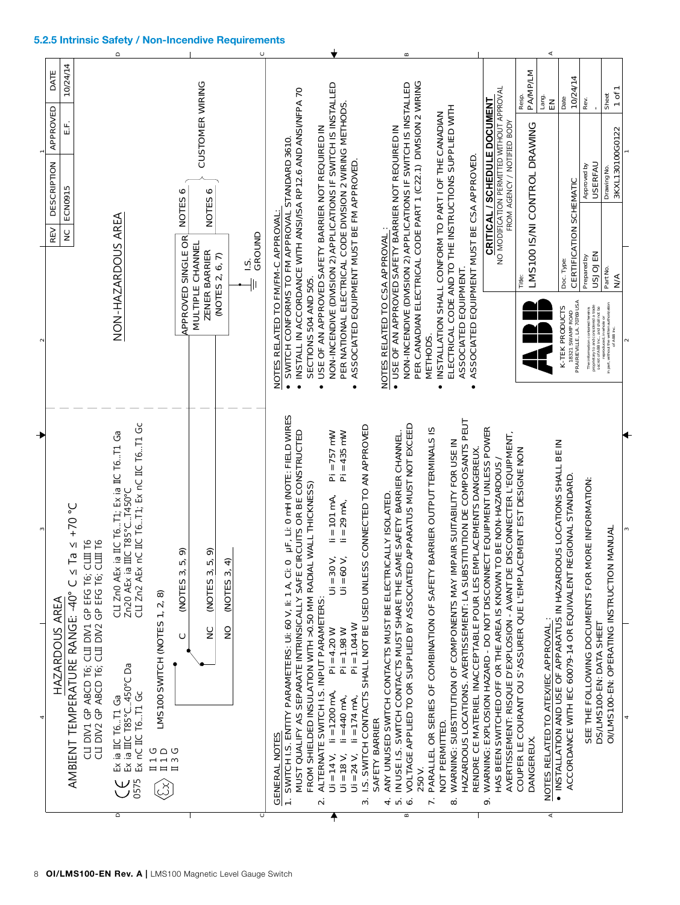## 5.2.5 Intrinsic Safety / Non-Incendive Requirements

| REV | DESCRIPTION | APPROVED | DATE |
|---|---|---|---|
| NC | ECN0915 | E.F. | 10/24/14 |

### HAZARDOUS AREA

AMBIENT TEMPERATURE RANGE: -40° C ≤ Ta ≤ +70 °C

CL I DIV1 GP ABCD T6; CL II DIV1 GP EFG T6; CL III T6
CL I DIV2 GP ABCD T6; CL II DIV2 GP EFG T6; CL III T6

CE 0575
Ex ia IIC T6...T1 Ga
Ex ia IIIC T85°C...450°C Da
Ex nC IIC T6...T1 Gc

CL I Zn0 AEx ia IIC T6...T1; Ex ia IIC T6...T1 Ga
Zn20 AEx ia IIIC T85°C...T450°C
CL I Zn2 AEx nC IIC T6...T1; Ex nC IIC T6...T1 Gc

Ex
II 1 G
II 1 D
II 3 G

LMS100 SWITCH (NOTES 1, 2, 8)

C (NOTES 3, 5, 9)
NC (NOTES 3, 5, 9)
NO (NOTES 3, 4)

### NON-HAZARDOUS AREA

APPROVED SINGLE OR MULTIPLE CHANNEL ZENER BARRIER (NOTES 2, 6, 7)

NOTES 6
NOTES 6

CUSTOMER WIRING

I.S. GROUND

### GENERAL NOTES

1. SWITCH I.S. ENTITY PARAMETERS: Ui: 60 V, Ii: 1 A, Ci: 0 µF, Li: 0 mH (NOTE: FIELD WIRES MUST QUALIFY AS SEPARATE INTRINSICALLY SAFE CIRCUITS OR BE CONSTRUCTED FROM SHIELDED INSULATION WITH >0.50 MM RADIAL WALL THICKNESS)
2. ALTERNATE SWITCH I.S. INPUT PARAMETERS:

| | | | | | |
|---|---|---|---|---|---|
| Ui = 14 V, | Ii = 1200 mA, | Pi = 4.20 W | Ui = 30 V, | Ii = 101 mA, | Pi = 757 mW |
| Ui = 18 V, | Ii = 440 mA, | Pi = 1.98 W | Ui = 60 V, | Ii = 29 mA, | Pi = 435 mW |
| Ui = 24 V, | Ii = 174 mA, | Pi = 1.044 W | | | |

3. I.S. SWITCH CONTACTS SHALL NOT BE USED UNLESS CONNECTED TO AN APPROVED SAFETY BARRIER
4. ANY UNUSED SWITCH CONTACTS MUST BE ELECTRICALLY ISOLATED.
5. IN USE I.S. SWITCH CONTACTS MUST SHARE THE SAME SAFETY BARRIER CHANNEL.
6. VOLTAGE APPLIED TO OR SUPPLIED BY ASSOCIATED APPARATUS MUST NOT EXCEED 250 V.
7. PARALLEL OR SERIES OF COMBINATION OF SAFETY BARRIER OUTPUT TERMINALS IS NOT PERMITTED.
8. WARNING: SUBSTITUTION OF COMPONENTS MAY IMPAIR SUITABILITY FOR USE IN HAZARDOUS LOCATIONS. AVERTISSEMENT: LA SUBSTITUTION DE COMPOSANTS PEUT RENDRE CE MATERIEL INACCEPTABLE POUR LES EMPLACEMENTS DANGEREUX.
9. WARNING: EXPLOSION HAZARD - DO NOT DISCONNECT EQUIPMENT UNLESS POWER HAS BEEN SWITCHED OFF OR THE AREA IS KNOWN TO BE NON-HAZARDOUS / AVERTISSEMENT: RISQUE D'EXPLOSION - AVANT DE DISCONNECTER L'EQUIPMENT, COUPER LE COURANT OU S'ASSURER QUE L'EMPLACEMENT EST DESIGNE NON DANGEREUX.

### NOTES RELATED TO ATEX/IEC APPROVAL :

- INSTALLATION AND USE OF APPARATUS IN HAZARDOUS LOCATIONS SHALL BE IN ACCORDANCE WITH IEC 60079-14 OR EQUIVALENT REGIONAL STANDARD.

SEE THE FOLLOWING DOCUMENTS FOR MORE INFORMATION:
DS/LMS100-EN: DATA SHEET
OI/LMS100-EN: OPERATING INSTRUCTION MANUAL

### NOTES RELATED TO FM/FM-C APPROVAL:

- SWITCH CONFORMS TO FM APPROVAL STANDARD 3610.
- INSTALL IN ACCORDANCE WITH ANSI/ISA RP12.6 AND ANSI/NFPA 70 SECTIONS 504 AND 505.
- USE OF AN APPROVED SAFETY BARRIER NOT REQUIRED IN NON-INCENDIVE (DIVISION 2) APPLICATIONS IF SWITCH IS INSTALLED PER NATIONAL ELECTRICAL CODE DIVISION 2 WIRING METHODS.
- ASSOCIATED EQUIPMENT MUST BE FM APPROVED.

### NOTES RELATED TO CSA APPROVAL :

- USE OF AN APPROVED SAFETY BARRIER NOT REQUIRED IN NON-INCENDIVE (DIVISION 2) APPLICATIONS IF SWITCH IS INSTALLED PER CANADIAN ELECTRICAL CODE PART 1 (C22.1) DIVSION 2 WIRING METHODS.
- INSTALLATION SHALL CONFORM TO PART I OF THE CANADIAN ELECTRICAL CODE AND TO THE INSTRUCTIONS SUPPLIED WITH ASSOCIATED EQUIPMENT.
- ASSOCIATED EQUIPMENT MUST BE CSA APPROVED.

**CRITICAL / SCHEDULE DOCUMENT**
NO MODIFICATION PERMITTED WITHOUT APPROVAL FROM AGENCY / NOTIFIED BODY

ABB
K-TEK PRODUCTS
18321 SWAMP ROAD
PRAIRIEVILLE, LA. 70769 USA

The information contained herein is proprietary to and considered a trade secret of ABB Inc., and shall not be reproduced, in whole or in part, without the written authorization of ABB Inc.

| | | | |
|---|---|---|---|
| Title: LMS100 IS/NI CONTROL DRAWING | | | Resp. PA/MP/LM |
| | | | Lang. EN |
| Doc. Type: CERTIFICATION SCHEMATIC | | | Date 10/24/14 |
| Prepared by USJOJEN | Approved by USERFAU | | Rev. - |
| Part No. N/A | Drawing No. 3KXL130100G0122 | | Sheet 1 of 1 |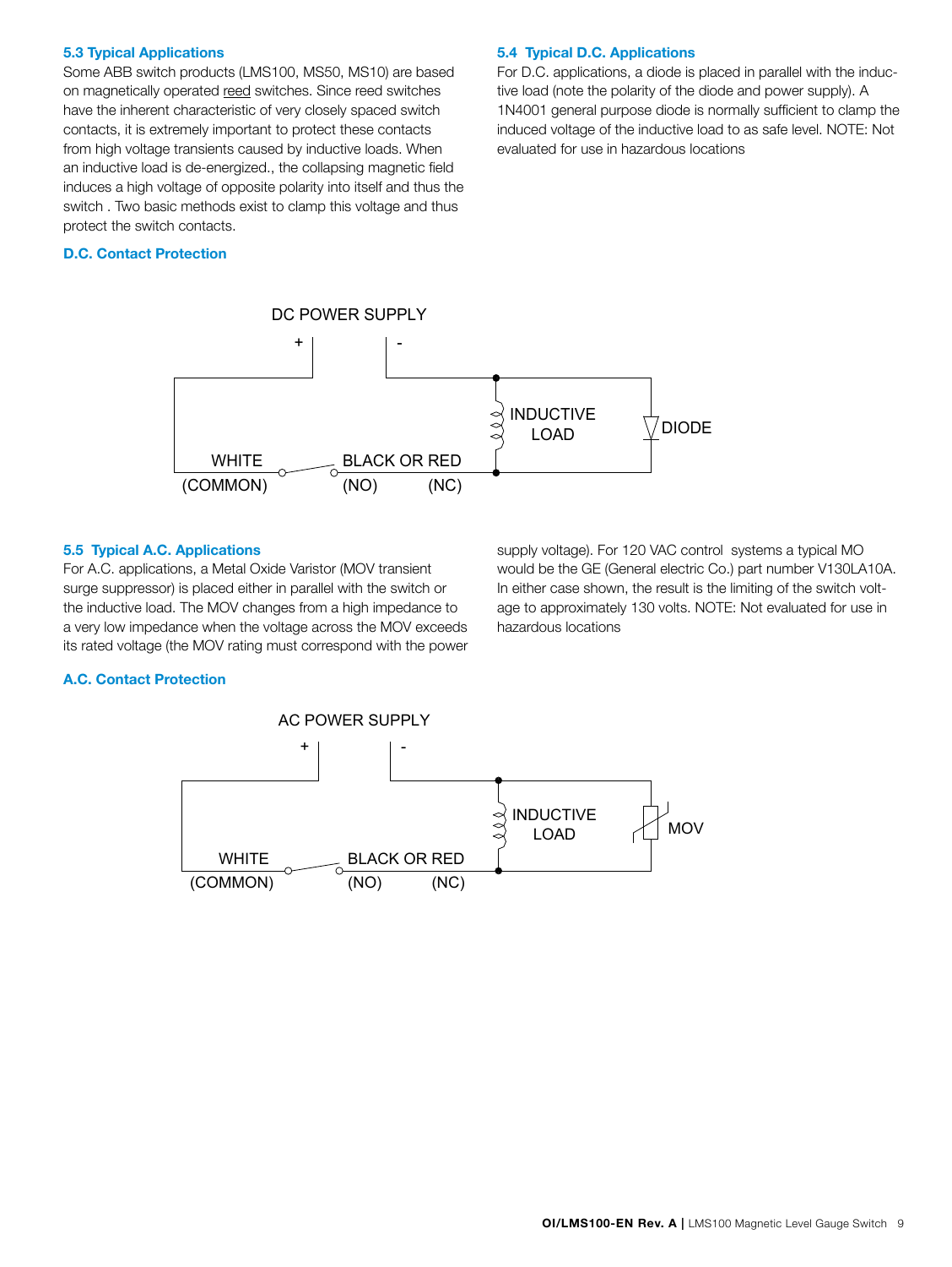### 5.3 Typical Applications

Some ABB switch products (LMS100, MS50, MS10) are based on magnetically operated reed switches. Since reed switches have the inherent characteristic of very closely spaced switch contacts, it is extremely important to protect these contacts from high voltage transients caused by inductive loads. When an inductive load is de-energized., the collapsing magnetic field induces a high voltage of opposite polarity into itself and thus the switch . Two basic methods exist to clamp this voltage and thus protect the switch contacts.

### 5.4 Typical D.C. Applications

For D.C. applications, a diode is placed in parallel with the inductive load (note the polarity of the diode and power supply). A 1N4001 general purpose diode is normally sufficient to clamp the induced voltage of the inductive load to as safe level. NOTE: Not evaluated for use in hazardous locations

#### D.C. Contact Protection

DC POWER SUPPLY

+

-

INDUCTIVE LOAD

DIODE

WHITE (COMMON)

BLACK OR RED (NO) (NC)

### 5.5 Typical A.C. Applications

For A.C. applications, a Metal Oxide Varistor (MOV transient surge suppressor) is placed either in parallel with the switch or the inductive load. The MOV changes from a high impedance to a very low impedance when the voltage across the MOV exceeds its rated voltage (the MOV rating must correspond with the power supply voltage). For 120 VAC control systems a typical MO would be the GE (General electric Co.) part number V130LA10A. In either case shown, the result is the limiting of the switch voltage to approximately 130 volts. NOTE: Not evaluated for use in hazardous locations

#### A.C. Contact Protection

AC POWER SUPPLY

+

-

INDUCTIVE LOAD

MOV

WHITE (COMMON)

BLACK OR RED (NO) (NC)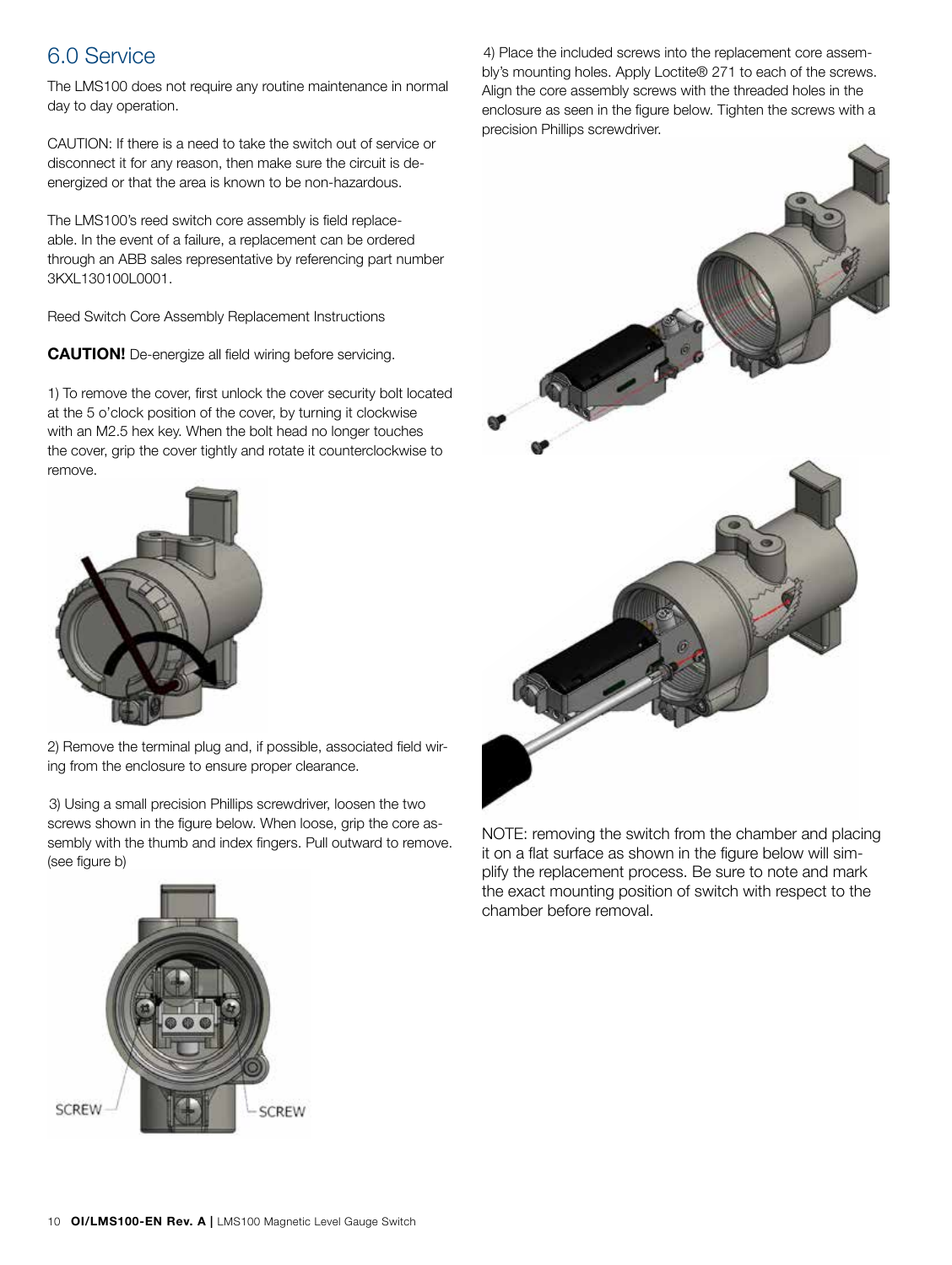## 6.0 Service

The LMS100 does not require any routine maintenance in normal day to day operation.

CAUTION: If there is a need to take the switch out of service or disconnect it for any reason, then make sure the circuit is de-energized or that the area is known to be non-hazardous.

The LMS100's reed switch core assembly is field replaceable. In the event of a failure, a replacement can be ordered through an ABB sales representative by referencing part number 3KXL130100L0001.

Reed Switch Core Assembly Replacement Instructions

**CAUTION!** De-energize all field wiring before servicing.

1) To remove the cover, first unlock the cover security bolt located at the 5 o'clock position of the cover, by turning it clockwise with an M2.5 hex key. When the bolt head no longer touches the cover, grip the cover tightly and rotate it counterclockwise to remove.

2) Remove the terminal plug and, if possible, associated field wiring from the enclosure to ensure proper clearance.

3) Using a small precision Phillips screwdriver, loosen the two screws shown in the figure below. When loose, grip the core assembly with the thumb and index fingers. Pull outward to remove. (see figure b)

SCREW

SCREW

4) Place the included screws into the replacement core assembly's mounting holes. Apply Loctite® 271 to each of the screws. Align the core assembly screws with the threaded holes in the enclosure as seen in the figure below. Tighten the screws with a precision Phillips screwdriver.

NOTE: removing the switch from the chamber and placing it on a flat surface as shown in the figure below will simplify the replacement process. Be sure to note and mark the exact mounting position of switch with respect to the chamber before removal.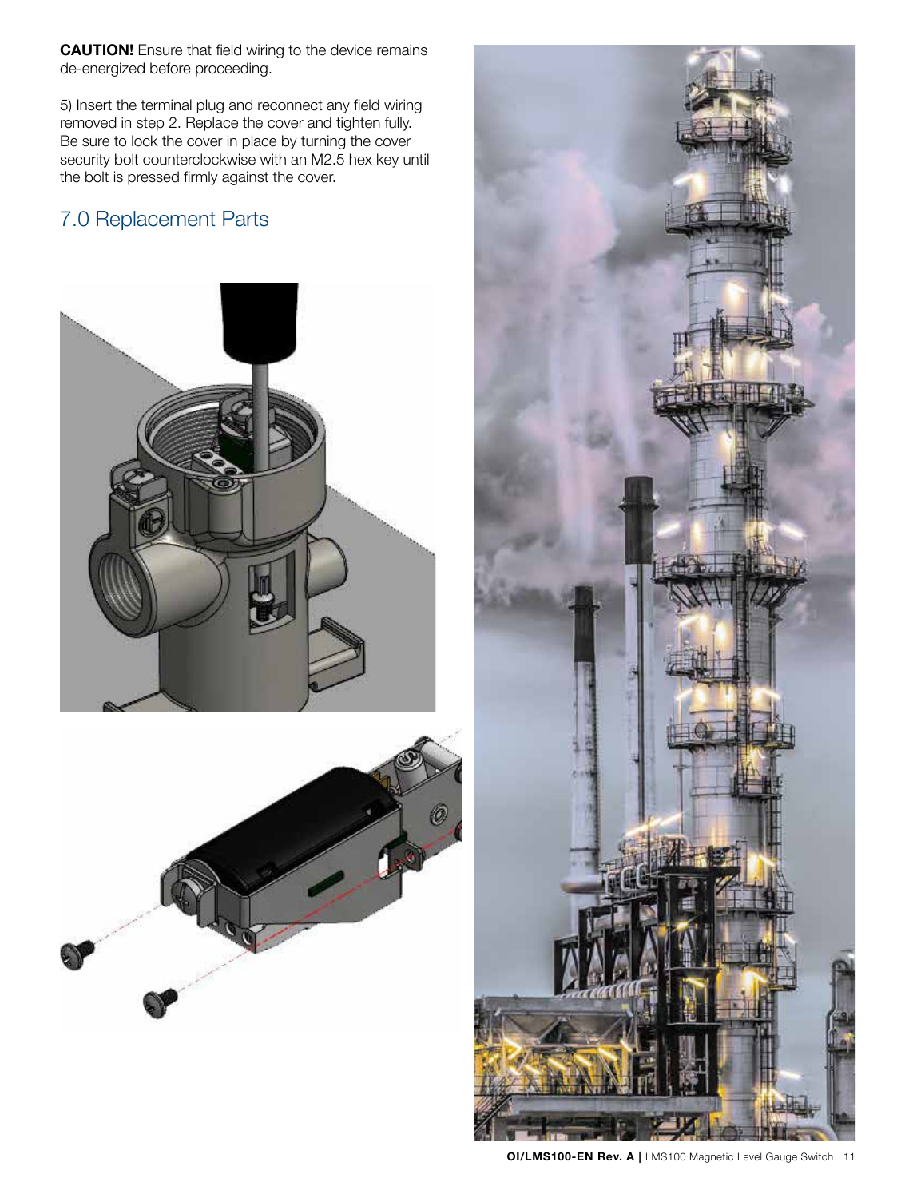**CAUTION!** Ensure that field wiring to the device remains de-energized before proceeding.

5) Insert the terminal plug and reconnect any field wiring removed in step 2. Replace the cover and tighten fully. Be sure to lock the cover in place by turning the cover security bolt counterclockwise with an M2.5 hex key until the bolt is pressed firmly against the cover.

## 7.0 Replacement Parts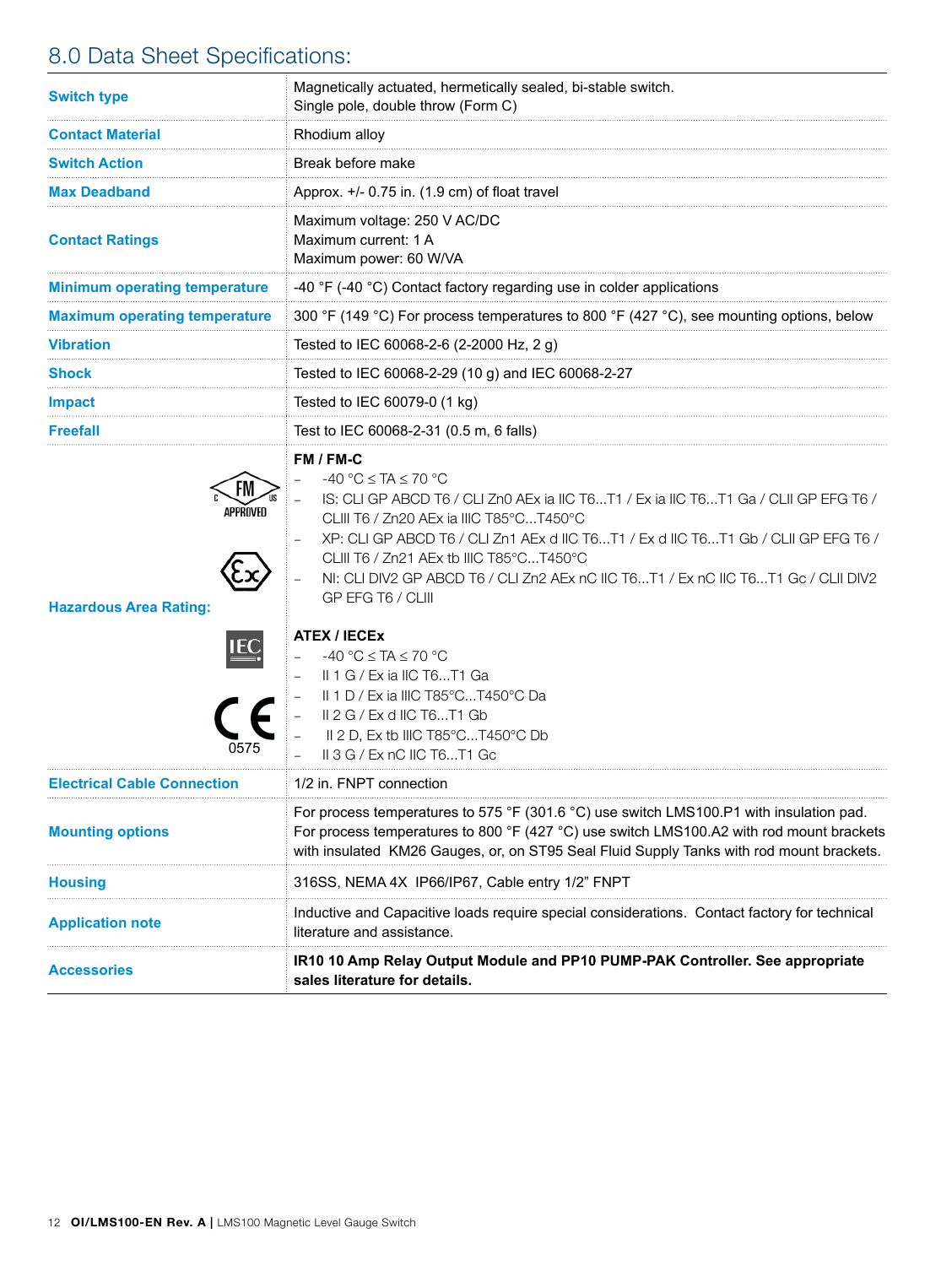## 8.0 Data Sheet Specifications:

| | |
|---|---|
| **Switch type** | Magnetically actuated, hermetically sealed, bi-stable switch.<br>Single pole, double throw (Form C) |
| **Contact Material** | Rhodium alloy |
| **Switch Action** | Break before make |
| **Max Deadband** | Approx. +/- 0.75 in. (1.9 cm) of float travel |
| **Contact Ratings** | Maximum voltage: 250 V AC/DC<br>Maximum current: 1 A<br>Maximum power: 60 W/VA |
| **Minimum operating temperature** | -40 °F (-40 °C) Contact factory regarding use in colder applications |
| **Maximum operating temperature** | 300 °F (149 °C) For process temperatures to 800 °F (427 °C), see mounting options, below |
| **Vibration** | Tested to IEC 60068-2-6 (2-2000 Hz, 2 g) |
| **Shock** | Tested to IEC 60068-2-29 (10 g) and IEC 60068-2-27 |
| **Impact** | Tested to IEC 60079-0 (1 kg) |
| **Freefall** | Test to IEC 60068-2-31 (0.5 m, 6 falls) |
| **Hazardous Area Rating:** | **FM / FM-C**<br>– -40 °C ≤ TA ≤ 70 °C<br>– IS: CLI GP ABCD T6 / CLI Zn0 AEx ia IIC T6...T1 / Ex ia IIC T6...T1 Ga / CLII GP EFG T6 / CLIII T6 / Zn20 AEx ia IIIC T85°C...T450°C<br>– XP: CLI GP ABCD T6 / CLI Zn1 AEx d IIC T6...T1 / Ex d IIC T6...T1 Gb / CLII GP EFG T6 / CLIII T6 / Zn21 AEx tb IIIC T85°C...T450°C<br>– NI: CLI DIV2 GP ABCD T6 / CLI Zn2 AEx nC IIC T6...T1 / Ex nC IIC T6...T1 Gc / CLII DIV2 GP EFG T6 / CLIII<br><br>**ATEX / IECEx**<br>– -40 °C ≤ TA ≤ 70 °C<br>– II 1 G / Ex ia IIC T6...T1 Ga<br>– II 1 D / Ex ia IIIC T85°C...T450°C Da<br>– II 2 G / Ex d IIC T6...T1 Gb<br>– II 2 D, Ex tb IIIC T85°C...T450°C Db<br>– II 3 G / Ex nC IIC T6...T1 Gc |
| **Electrical Cable Connection** | 1/2 in. FNPT connection |
| **Mounting options** | For process temperatures to 575 °F (301.6 °C) use switch LMS100.P1 with insulation pad.<br>For process temperatures to 800 °F (427 °C) use switch LMS100.A2 with rod mount brackets with insulated KM26 Gauges, or, on ST95 Seal Fluid Supply Tanks with rod mount brackets. |
| **Housing** | 316SS, NEMA 4X IP66/IP67, Cable entry 1/2" FNPT |
| **Application note** | Inductive and Capacitive loads require special considerations. Contact factory for technical literature and assistance. |
| **Accessories** | **IR10 10 Amp Relay Output Module and PP10 PUMP-PAK Controller. See appropriate sales literature for details.** |

FM APPROVED

0575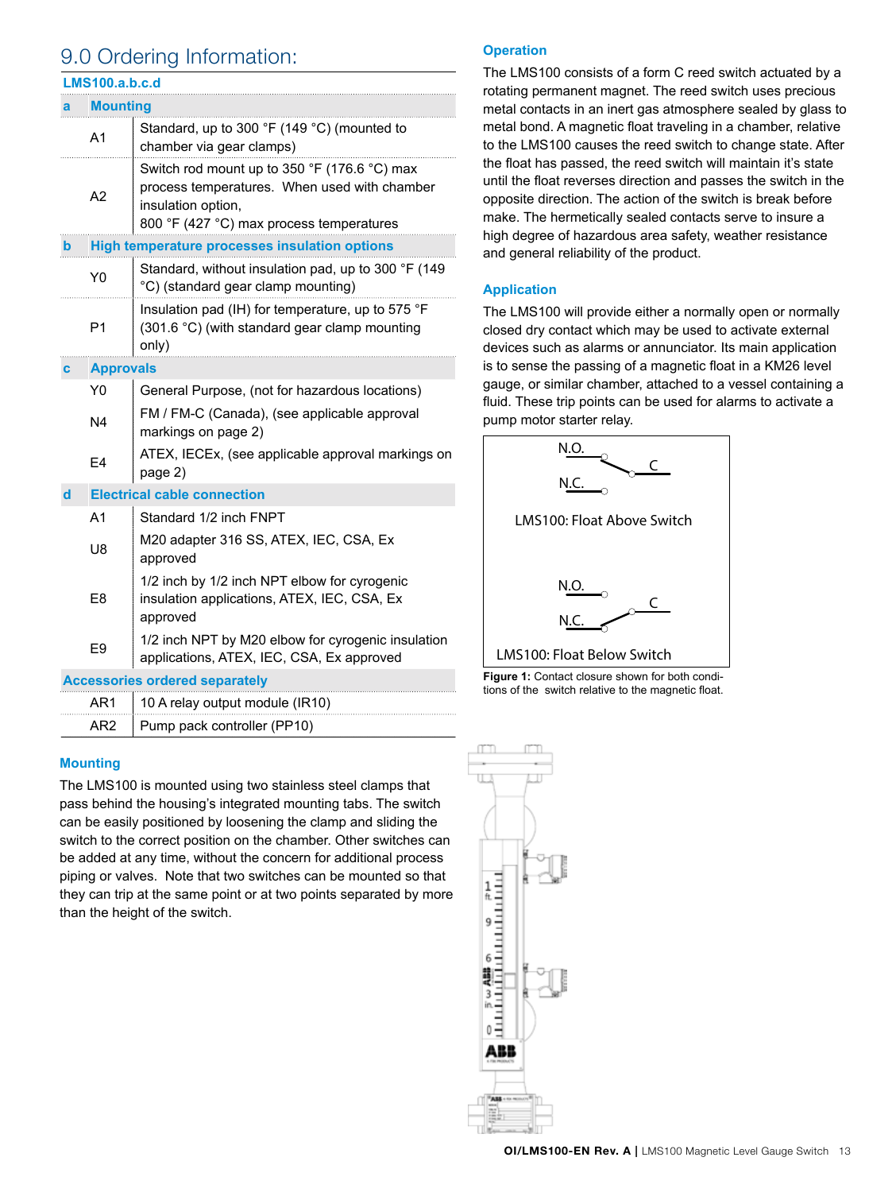## 9.0 Ordering Information:

**LMS100.a.b.c.d**

| | |
|---|---|
| **a** | **Mounting** |
| A1 | Standard, up to 300 °F (149 °C) (mounted to chamber via gear clamps) |
| A2 | Switch rod mount up to 350 °F (176.6 °C) max process temperatures. When used with chamber insulation option, 800 °F (427 °C) max process temperatures |
| **b** | **High temperature processes insulation options** |
| Y0 | Standard, without insulation pad, up to 300 °F (149 °C) (standard gear clamp mounting) |
| P1 | Insulation pad (IH) for temperature, up to 575 °F (301.6 °C) (with standard gear clamp mounting only) |
| **c** | **Approvals** |
| Y0 | General Purpose, (not for hazardous locations) |
| N4 | FM / FM-C (Canada), (see applicable approval markings on page 2) |
| E4 | ATEX, IECEx, (see applicable approval markings on page 2) |
| **d** | **Electrical cable connection** |
| A1 | Standard 1/2 inch FNPT |
| U8 | M20 adapter 316 SS, ATEX, IEC, CSA, Ex approved |
| E8 | 1/2 inch by 1/2 inch NPT elbow for cyrogenic insulation applications, ATEX, IEC, CSA, Ex approved |
| E9 | 1/2 inch NPT by M20 elbow for cyrogenic insulation applications, ATEX, IEC, CSA, Ex approved |
| **Accessories ordered separately** | |
| AR1 | 10 A relay output module (IR10) |
| AR2 | Pump pack controller (PP10) |

### Mounting

The LMS100 is mounted using two stainless steel clamps that pass behind the housing's integrated mounting tabs. The switch can be easily positioned by loosening the clamp and sliding the switch to the correct position on the chamber. Other switches can be added at any time, without the concern for additional process piping or valves. Note that two switches can be mounted so that they can trip at the same point or at two points separated by more than the height of the switch.

### Operation

The LMS100 consists of a form C reed switch actuated by a rotating permanent magnet. The reed switch uses precious metal contacts in an inert gas atmosphere sealed by glass to metal bond. A magnetic float traveling in a chamber, relative to the LMS100 causes the reed switch to change state. After the float has passed, the reed switch will maintain it's state until the float reverses direction and passes the switch in the opposite direction. The action of the switch is break before make. The hermetically sealed contacts serve to insure a high degree of hazardous area safety, weather resistance and general reliability of the product.

### Application

The LMS100 will provide either a normally open or normally closed dry contact which may be used to activate external devices such as alarms or annunciator. Its main application is to sense the passing of a magnetic float in a KM26 level gauge, or similar chamber, attached to a vessel containing a fluid. These trip points can be used for alarms to activate a pump motor starter relay.

N.O.
C
N.C.
LMS100: Float Above Switch

N.O.
C
N.C.
LMS100: Float Below Switch

**Figure 1:** Contact closure shown for both conditions of the switch relative to the magnetic float.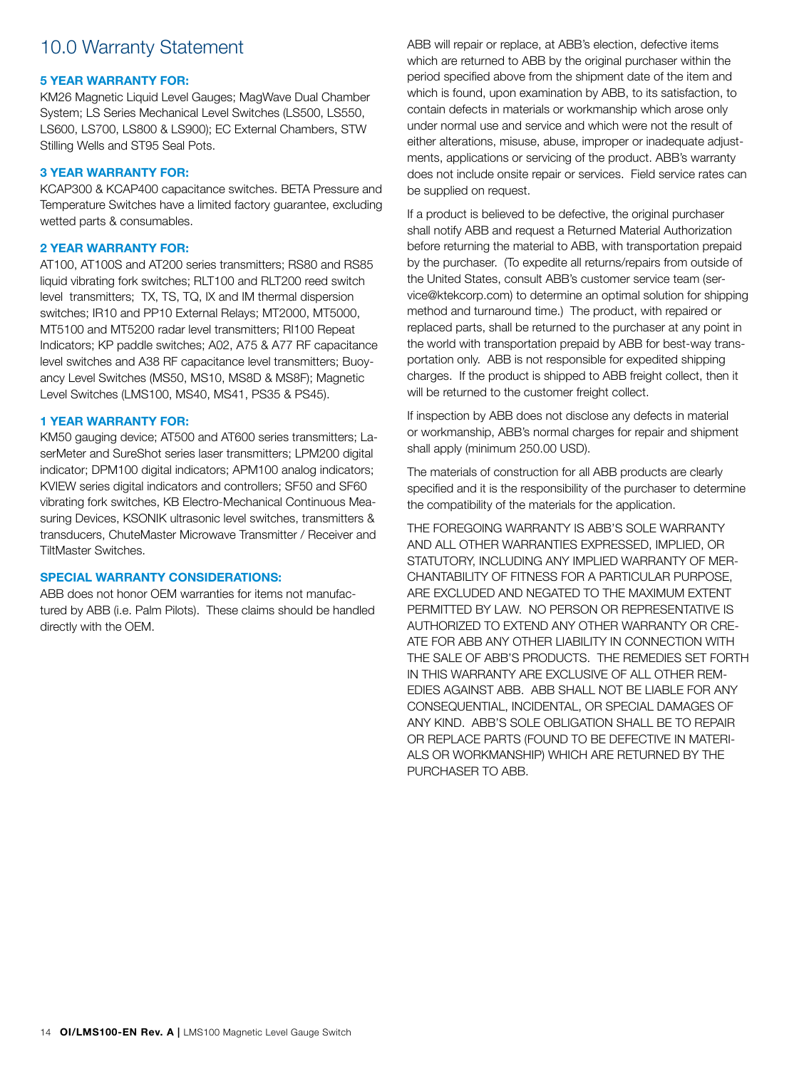# 10.0 Warranty Statement

**5 YEAR WARRANTY FOR:**

KM26 Magnetic Liquid Level Gauges; MagWave Dual Chamber System; LS Series Mechanical Level Switches (LS500, LS550, LS600, LS700, LS800 & LS900); EC External Chambers, STW Stilling Wells and ST95 Seal Pots.

**3 YEAR WARRANTY FOR:**

KCAP300 & KCAP400 capacitance switches. BETA Pressure and Temperature Switches have a limited factory guarantee, excluding wetted parts & consumables.

**2 YEAR WARRANTY FOR:**

AT100, AT100S and AT200 series transmitters; RS80 and RS85 liquid vibrating fork switches; RLT100 and RLT200 reed switch level transmitters; TX, TS, TQ, IX and IM thermal dispersion switches; IR10 and PP10 External Relays; MT2000, MT5000, MT5100 and MT5200 radar level transmitters; RI100 Repeat Indicators; KP paddle switches; A02, A75 & A77 RF capacitance level switches and A38 RF capacitance level transmitters; Buoyancy Level Switches (MS50, MS10, MS8D & MS8F); Magnetic Level Switches (LMS100, MS40, MS41, PS35 & PS45).

**1 YEAR WARRANTY FOR:**

KM50 gauging device; AT500 and AT600 series transmitters; LaserMeter and SureShot series laser transmitters; LPM200 digital indicator; DPM100 digital indicators; APM100 analog indicators; KVIEW series digital indicators and controllers; SF50 and SF60 vibrating fork switches, KB Electro-Mechanical Continuous Measuring Devices, KSONIK ultrasonic level switches, transmitters & transducers, ChuteMaster Microwave Transmitter / Receiver and TiltMaster Switches.

**SPECIAL WARRANTY CONSIDERATIONS:**

ABB does not honor OEM warranties for items not manufactured by ABB (i.e. Palm Pilots). These claims should be handled directly with the OEM.

ABB will repair or replace, at ABB's election, defective items which are returned to ABB by the original purchaser within the period specified above from the shipment date of the item and which is found, upon examination by ABB, to its satisfaction, to contain defects in materials or workmanship which arose only under normal use and service and which were not the result of either alterations, misuse, abuse, improper or inadequate adjustments, applications or servicing of the product. ABB's warranty does not include onsite repair or services. Field service rates can be supplied on request.

If a product is believed to be defective, the original purchaser shall notify ABB and request a Returned Material Authorization before returning the material to ABB, with transportation prepaid by the purchaser. (To expedite all returns/repairs from outside of the United States, consult ABB's customer service team (service@ktekcorp.com) to determine an optimal solution for shipping method and turnaround time.) The product, with repaired or replaced parts, shall be returned to the purchaser at any point in the world with transportation prepaid by ABB for best-way transportation only. ABB is not responsible for expedited shipping charges. If the product is shipped to ABB freight collect, then it will be returned to the customer freight collect.

If inspection by ABB does not disclose any defects in material or workmanship, ABB's normal charges for repair and shipment shall apply (minimum 250.00 USD).

The materials of construction for all ABB products are clearly specified and it is the responsibility of the purchaser to determine the compatibility of the materials for the application.

THE FOREGOING WARRANTY IS ABB'S SOLE WARRANTY AND ALL OTHER WARRANTIES EXPRESSED, IMPLIED, OR STATUTORY, INCLUDING ANY IMPLIED WARRANTY OF MERCHANTABILITY OF FITNESS FOR A PARTICULAR PURPOSE, ARE EXCLUDED AND NEGATED TO THE MAXIMUM EXTENT PERMITTED BY LAW. NO PERSON OR REPRESENTATIVE IS AUTHORIZED TO EXTEND ANY OTHER WARRANTY OR CREATE FOR ABB ANY OTHER LIABILITY IN CONNECTION WITH THE SALE OF ABB'S PRODUCTS. THE REMEDIES SET FORTH IN THIS WARRANTY ARE EXCLUSIVE OF ALL OTHER REMEDIES AGAINST ABB. ABB SHALL NOT BE LIABLE FOR ANY CONSEQUENTIAL, INCIDENTAL, OR SPECIAL DAMAGES OF ANY KIND. ABB'S SOLE OBLIGATION SHALL BE TO REPAIR OR REPLACE PARTS (FOUND TO BE DEFECTIVE IN MATERIALS OR WORKMANSHIP) WHICH ARE RETURNED BY THE PURCHASER TO ABB.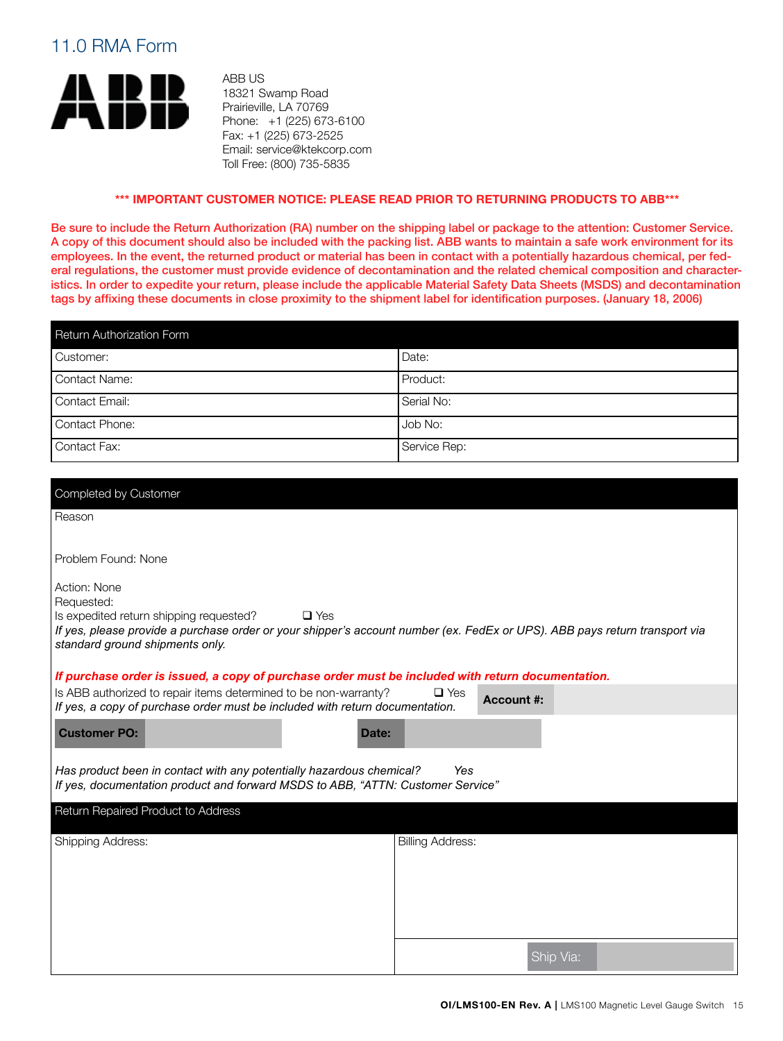# 11.0 RMA Form

ABB US
18321 Swamp Road
Prairieville, LA 70769
Phone: +1 (225) 673-6100
Fax: +1 (225) 673-2525
Email: service@ktekcorp.com
Toll Free: (800) 735-5835

**\*\*\* IMPORTANT CUSTOMER NOTICE: PLEASE READ PRIOR TO RETURNING PRODUCTS TO ABB\*\*\***

**Be sure to include the Return Authorization (RA) number on the shipping label or package to the attention: Customer Service. A copy of this document should also be included with the packing list. ABB wants to maintain a safe work environment for its employees. In the event, the returned product or material has been in contact with a potentially hazardous chemical, per federal regulations, the customer must provide evidence of decontamination and the related chemical composition and characteristics. In order to expedite your return, please include the applicable Material Safety Data Sheets (MSDS) and decontamination tags by affixing these documents in close proximity to the shipment label for identification purposes. (January 18, 2006)**

| Return Authorization Form | |
|---|---|
| Customer: | Date: |
| Contact Name: | Product: |
| Contact Email: | Serial No: |
| Contact Phone: | Job No: |
| Contact Fax: | Service Rep: |

## Completed by Customer

Reason

Problem Found: None

Action: None
Requested:
Is expedited return shipping requested? ❑ Yes
*If yes, please provide a purchase order or your shipper's account number (ex. FedEx or UPS). ABB pays return transport via standard ground shipments only.*

***If purchase order is issued, a copy of purchase order must be included with return documentation.***

Is ABB authorized to repair items determined to be non-warranty? ❑ Yes **Account #:**
*If yes, a copy of purchase order must be included with return documentation.*

**Customer PO:** **Date:**

*Has product been in contact with any potentially hazardous chemical? Yes*
*If yes, documentation product and forward MSDS to ABB, "ATTN: Customer Service"*

## Return Repaired Product to Address

| Shipping Address: | Billing Address: |
|---|---|
| | Ship Via: |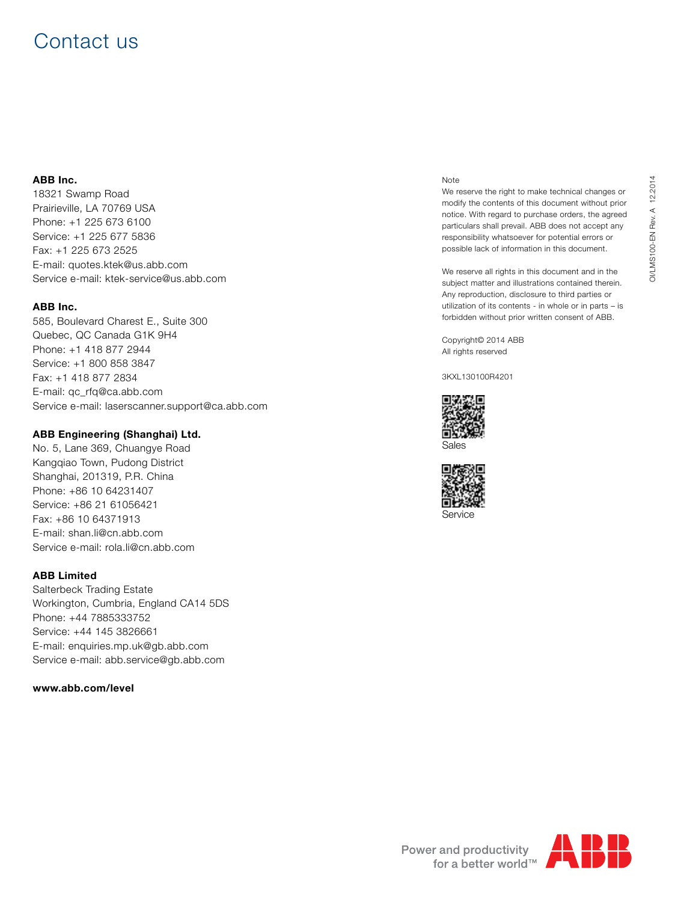# Contact us

**ABB Inc.**
18321 Swamp Road
Prairieville, LA 70769 USA
Phone: +1 225 673 6100
Service: +1 225 677 5836
Fax: +1 225 673 2525
E-mail: quotes.ktek@us.abb.com
Service e-mail: ktek-service@us.abb.com

**ABB Inc.**
585, Boulevard Charest E., Suite 300
Quebec, QC Canada G1K 9H4
Phone: +1 418 877 2944
Service: +1 800 858 3847
Fax: +1 418 877 2834
E-mail: qc_rfq@ca.abb.com
Service e-mail: laserscanner.support@ca.abb.com

**ABB Engineering (Shanghai) Ltd.**
No. 5, Lane 369, Chuangye Road
Kangqiao Town, Pudong District
Shanghai, 201319, P.R. China
Phone: +86 10 64231407
Service: +86 21 61056421
Fax: +86 10 64371913
E-mail: shan.li@cn.abb.com
Service e-mail: rola.li@cn.abb.com

**ABB Limited**
Salterbeck Trading Estate
Workington, Cumbria, England CA14 5DS
Phone: +44 7885333752
Service: +44 145 3826661
E-mail: enquiries.mp.uk@gb.abb.com
Service e-mail: abb.service@gb.abb.com

**www.abb.com/level**

Note
We reserve the right to make technical changes or modify the contents of this document without prior notice. With regard to purchase orders, the agreed particulars shall prevail. ABB does not accept any responsibility whatsoever for potential errors or possible lack of information in this document.

We reserve all rights in this document and in the subject matter and illustrations contained therein. Any reproduction, disclosure to third parties or utilization of its contents - in whole or in parts – is forbidden without prior written consent of ABB.

Copyright© 2014 ABB
All rights reserved

3KXL130100R4201

Sales

Service

OI/LMS100-EN Rev. A 12.2014

Power and productivity
for a better world™